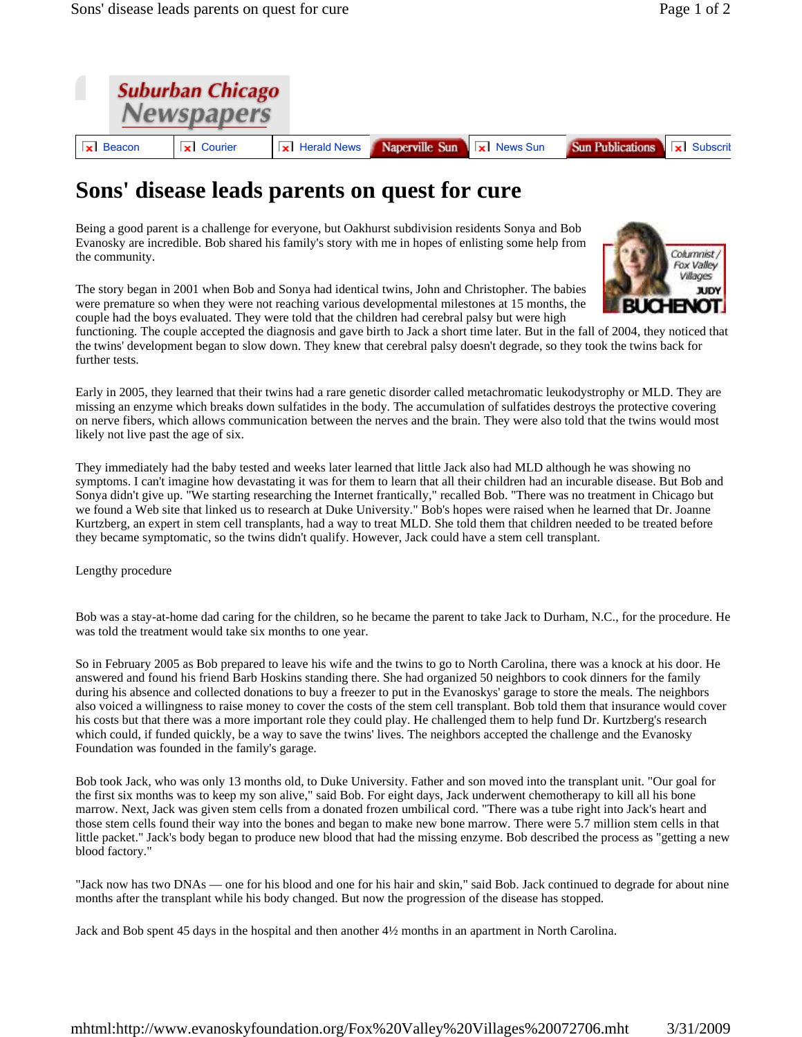Suburban Chicago Newspapers

Beacon | Courier | Herald News | Naperville Sun | News Sun | Sun Publications | Subscrib

# Sons' disease leads parents on quest for cure

Columnist / Fox Valley Villages JUDY BUCHENOT

Being a good parent is a challenge for everyone, but Oakhurst subdivision residents Sonya and Bob Evanosky are incredible. Bob shared his family's story with me in hopes of enlisting some help from the community.

The story began in 2001 when Bob and Sonya had identical twins, John and Christopher. The babies were premature so when they were not reaching various developmental milestones at 15 months, the couple had the boys evaluated. They were told that the children had cerebral palsy but were high functioning. The couple accepted the diagnosis and gave birth to Jack a short time later. But in the fall of 2004, they noticed that the twins' development began to slow down. They knew that cerebral palsy doesn't degrade, so they took the twins back for further tests.

Early in 2005, they learned that their twins had a rare genetic disorder called metachromatic leukodystrophy or MLD. They are missing an enzyme which breaks down sulfatides in the body. The accumulation of sulfatides destroys the protective covering on nerve fibers, which allows communication between the nerves and the brain. They were also told that the twins would most likely not live past the age of six.

They immediately had the baby tested and weeks later learned that little Jack also had MLD although he was showing no symptoms. I can't imagine how devastating it was for them to learn that all their children had an incurable disease. But Bob and Sonya didn't give up. "We starting researching the Internet frantically," recalled Bob. "There was no treatment in Chicago but we found a Web site that linked us to research at Duke University." Bob's hopes were raised when he learned that Dr. Joanne Kurtzberg, an expert in stem cell transplants, had a way to treat MLD. She told them that children needed to be treated before they became symptomatic, so the twins didn't qualify. However, Jack could have a stem cell transplant.

Lengthy procedure

Bob was a stay-at-home dad caring for the children, so he became the parent to take Jack to Durham, N.C., for the procedure. He was told the treatment would take six months to one year.

So in February 2005 as Bob prepared to leave his wife and the twins to go to North Carolina, there was a knock at his door. He answered and found his friend Barb Hoskins standing there. She had organized 50 neighbors to cook dinners for the family during his absence and collected donations to buy a freezer to put in the Evanoskys' garage to store the meals. The neighbors also voiced a willingness to raise money to cover the costs of the stem cell transplant. Bob told them that insurance would cover his costs but that there was a more important role they could play. He challenged them to help fund Dr. Kurtzberg's research which could, if funded quickly, be a way to save the twins' lives. The neighbors accepted the challenge and the Evanosky Foundation was founded in the family's garage.

Bob took Jack, who was only 13 months old, to Duke University. Father and son moved into the transplant unit. "Our goal for the first six months was to keep my son alive," said Bob. For eight days, Jack underwent chemotherapy to kill all his bone marrow. Next, Jack was given stem cells from a donated frozen umbilical cord. "There was a tube right into Jack's heart and those stem cells found their way into the bones and began to make new bone marrow. There were 5.7 million stem cells in that little packet." Jack's body began to produce new blood that had the missing enzyme. Bob described the process as "getting a new blood factory."

"Jack now has two DNAs — one for his blood and one for his hair and skin," said Bob. Jack continued to degrade for about nine months after the transplant while his body changed. But now the progression of the disease has stopped.

Jack and Bob spent 45 days in the hospital and then another 4½ months in an apartment in North Carolina.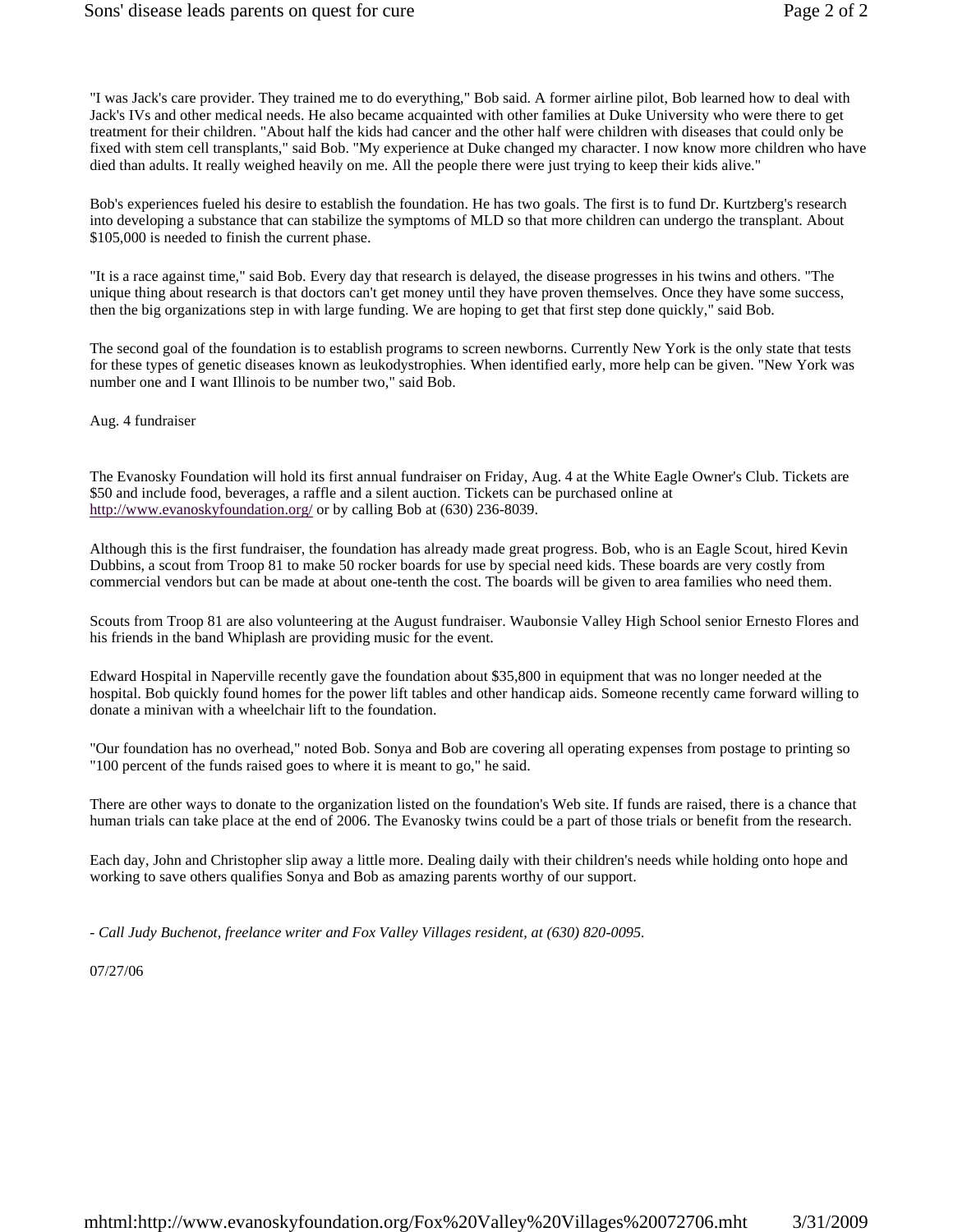"I was Jack's care provider. They trained me to do everything," Bob said. A former airline pilot, Bob learned how to deal with Jack's IVs and other medical needs. He also became acquainted with other families at Duke University who were there to get treatment for their children. "About half the kids had cancer and the other half were children with diseases that could only be fixed with stem cell transplants," said Bob. "My experience at Duke changed my character. I now know more children who have died than adults. It really weighed heavily on me. All the people there were just trying to keep their kids alive."

Bob's experiences fueled his desire to establish the foundation. He has two goals. The first is to fund Dr. Kurtzberg's research into developing a substance that can stabilize the symptoms of MLD so that more children can undergo the transplant. About $105,000 is needed to finish the current phase.

"It is a race against time," said Bob. Every day that research is delayed, the disease progresses in his twins and others. "The unique thing about research is that doctors can't get money until they have proven themselves. Once they have some success, then the big organizations step in with large funding. We are hoping to get that first step done quickly," said Bob.

The second goal of the foundation is to establish programs to screen newborns. Currently New York is the only state that tests for these types of genetic diseases known as leukodystrophies. When identified early, more help can be given. "New York was number one and I want Illinois to be number two," said Bob.

Aug. 4 fundraiser

The Evanosky Foundation will hold its first annual fundraiser on Friday, Aug. 4 at the White Eagle Owner's Club. Tickets are $50 and include food, beverages, a raffle and a silent auction. Tickets can be purchased online at http://www.evanoskyfoundation.org/ or by calling Bob at (630) 236-8039.

Although this is the first fundraiser, the foundation has already made great progress. Bob, who is an Eagle Scout, hired Kevin Dubbins, a scout from Troop 81 to make 50 rocker boards for use by special need kids. These boards are very costly from commercial vendors but can be made at about one-tenth the cost. The boards will be given to area families who need them.

Scouts from Troop 81 are also volunteering at the August fundraiser. Waubonsie Valley High School senior Ernesto Flores and his friends in the band Whiplash are providing music for the event.

Edward Hospital in Naperville recently gave the foundation about $35,800 in equipment that was no longer needed at the hospital. Bob quickly found homes for the power lift tables and other handicap aids. Someone recently came forward willing to donate a minivan with a wheelchair lift to the foundation.

"Our foundation has no overhead," noted Bob. Sonya and Bob are covering all operating expenses from postage to printing so "100 percent of the funds raised goes to where it is meant to go," he said.

There are other ways to donate to the organization listed on the foundation's Web site. If funds are raised, there is a chance that human trials can take place at the end of 2006. The Evanosky twins could be a part of those trials or benefit from the research.

Each day, John and Christopher slip away a little more. Dealing daily with their children's needs while holding onto hope and working to save others qualifies Sonya and Bob as amazing parents worthy of our support.

*- Call Judy Buchenot, freelance writer and Fox Valley Villages resident, at (630) 820-0095.*

07/27/06